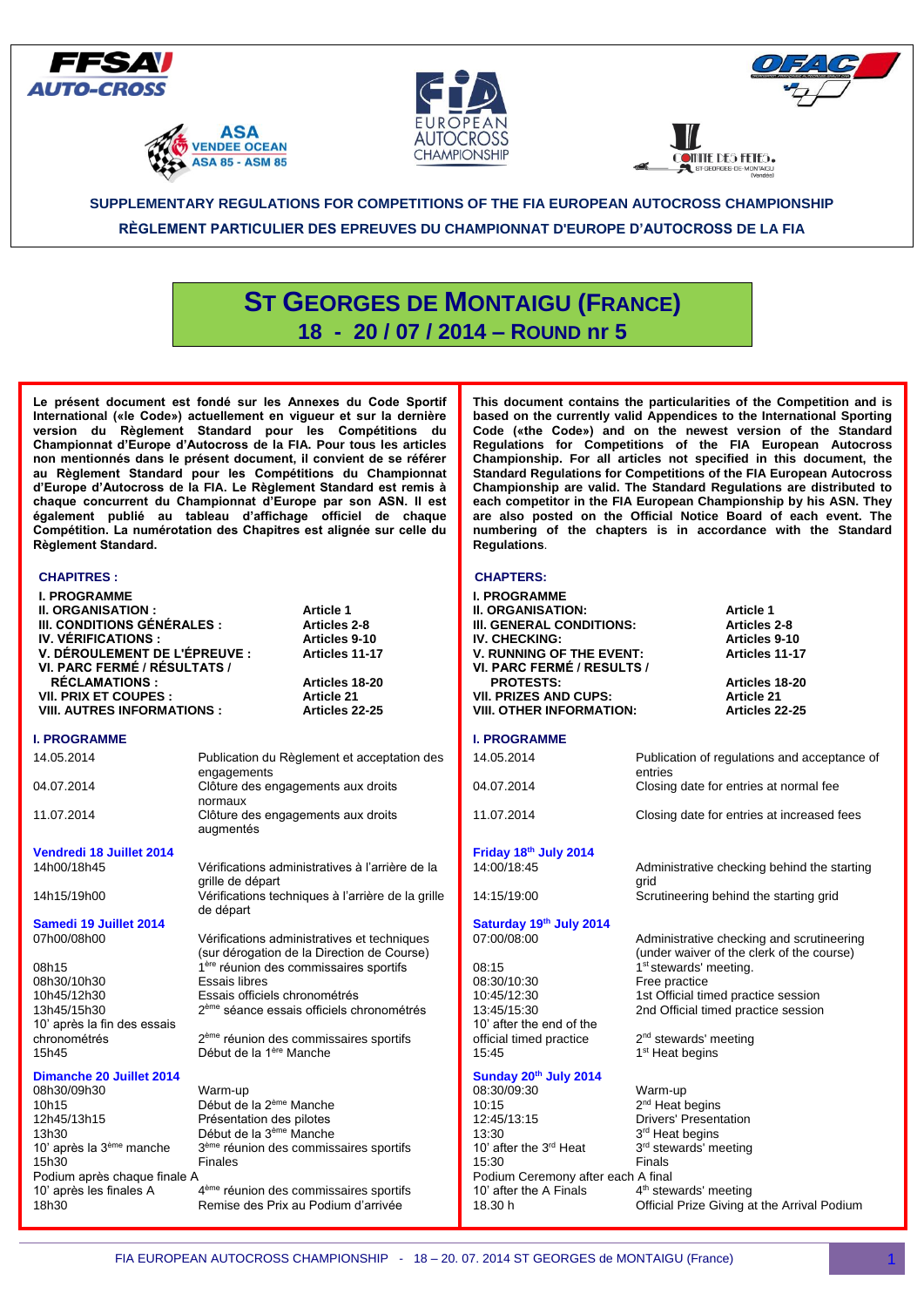**SUPPLEMENTARY REGULATIONS FOR COMPETITIONS OF THE FIA EUROPEAN AUTOCROSS CHAMPIONSHIP**

**RÈGLEMENT PARTICULIER DES EPREUVES DU CHAMPIONNAT D'EUROPE D'AUTOCROSS DE LA FIA**

# ST GEORGES DE MONTAIGU (FRANCE)

## 18 - 20 / 07 / 2014 – ROUND nr 5

**Le présent document est fondé sur les Annexes du Code Sportif International («le Code») actuellement en vigueur et sur la dernière version du Règlement Standard pour les Compétitions du Championnat d'Europe d'Autocross de la FIA. Pour tous les articles non mentionnés dans le présent document, il convient de se référer au Règlement Standard pour les Compétitions du Championnat d'Europe d'Autocross de la FIA. Le Règlement Standard est remis à chaque concurrent du Championnat d'Europe par son ASN. Il est également publié au tableau d'affichage officiel de chaque Compétition. La numérotation des Chapitres est alignée sur celle du Règlement Standard.**

### CHAPITRES :

| | |
|---|---|
| **I. PROGRAMME** | |
| **II. ORGANISATION :** | **Article 1** |
| **III. CONDITIONS GÉNÉRALES :** | **Articles 2-8** |
| **IV. VÉRIFICATIONS :** | **Articles 9-10** |
| **V. DÉROULEMENT DE L'ÉPREUVE :** | **Articles 11-17** |
| **VI. PARC FERMÉ / RÉSULTATS / RÉCLAMATIONS :** | **Articles 18-20** |
| **VII. PRIX ET COUPES :** | **Article 21** |
| **VIII. AUTRES INFORMATIONS :** | **Articles 22-25** |

### I. PROGRAMME

| | |
|---|---|
| 14.05.2014 | Publication du Règlement et acceptation des engagements |
| 04.07.2014 | Clôture des engagements aux droits normaux |
| 11.07.2014 | Clôture des engagements aux droits augmentés |

**Vendredi 18 Juillet 2014**

| | |
|---|---|
| 14h00/18h45 | Vérifications administratives à l'arrière de la grille de départ |
| 14h15/19h00 | Vérifications techniques à l'arrière de la grille de départ |

**Samedi 19 Juillet 2014**

| | |
|---|---|
| 07h00/08h00 | Vérifications administratives et techniques (sur dérogation de la Direction de Course) |
| 08h15 | 1ère réunion des commissaires sportifs |
| 08h30/10h30 | Essais libres |
| 10h45/12h30 | Essais officiels chronométrés |
| 13h45/15h30 | 2ème séance essais officiels chronométrés |
| 10' après la fin des essais chronométrés | 2ème réunion des commissaires sportifs |
| 15h45 | Début de la 1ère Manche |

**Dimanche 20 Juillet 2014**

| | |
|---|---|
| 08h30/09h30 | Warm-up |
| 10h15 | Début de la 2ème Manche |
| 12h45/13h15 | Présentation des pilotes |
| 13h30 | Début de la 3ème Manche |
| 10' après la 3ème manche | 3ème réunion des commissaires sportifs |
| 15h30 | Finales |
| Podium après chaque finale A | |
| 10' après les finales A | 4ème réunion des commissaires sportifs |
| 18h30 | Remise des Prix au Podium d'arrivée |

**This document contains the particularities of the Competition and is based on the currently valid Appendices to the International Sporting Code («the Code») and on the newest version of the Standard Regulations for Competitions of the FIA European Autocross Championship. For all articles not specified in this document, the Standard Regulations for Competitions of the FIA European Autocross Championship are valid. The Standard Regulations are distributed to each competitor in the FIA European Championship by his ASN. They are also posted on the Official Notice Board of each event. The numbering of the chapters is in accordance with the Standard Regulations.**

### CHAPTERS:

| | |
|---|---|
| **I. PROGRAMME** | |
| **II. ORGANISATION:** | **Article 1** |
| **III. GENERAL CONDITIONS:** | **Articles 2-8** |
| **IV. CHECKING:** | **Articles 9-10** |
| **V. RUNNING OF THE EVENT:** | **Articles 11-17** |
| **VI. PARC FERMÉ / RESULTS / PROTESTS:** | **Articles 18-20** |
| **VII. PRIZES AND CUPS:** | **Article 21** |
| **VIII. OTHER INFORMATION:** | **Articles 22-25** |

### I. PROGRAMME

| | |
|---|---|
| 14.05.2014 | Publication of regulations and acceptance of entries |
| 04.07.2014 | Closing date for entries at normal fee |
| 11.07.2014 | Closing date for entries at increased fees |

**Friday 18th July 2014**

| | |
|---|---|
| 14:00/18:45 | Administrative checking behind the starting grid |
| 14:15/19:00 | Scrutineering behind the starting grid |

**Saturday 19th July 2014**

| | |
|---|---|
| 07:00/08:00 | Administrative checking and scrutineering (under waiver of the clerk of the course) |
| 08:15 | 1st stewards' meeting. |
| 08:30/10:30 | Free practice |
| 10:45/12:30 | 1st Official timed practice session |
| 13:45/15:30 | 2nd Official timed practice session |
| 10' after the end of the official timed practice | 2nd stewards' meeting |
| 15:45 | 1st Heat begins |

**Sunday 20th July 2014**

| | |
|---|---|
| 08:30/09:30 | Warm-up |
| 10:15 | 2nd Heat begins |
| 12:45/13:15 | Drivers' Presentation |
| 13:30 | 3rd Heat begins |
| 10' after the 3rd Heat | 3rd stewards' meeting |
| 15:30 | Finals |
| Podium Ceremony after each A final | |
| 10' after the A Finals | 4th stewards' meeting |
| 18.30 h | Official Prize Giving at the Arrival Podium |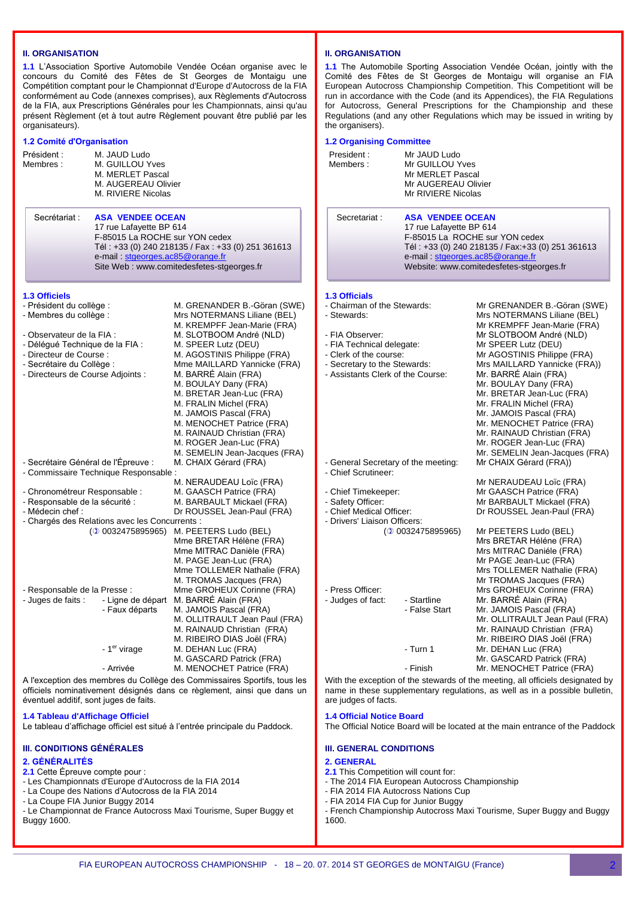## II. ORGANISATION

**1.1** L'Association Sportive Automobile Vendée Océan organise avec le concours du Comité des Fêtes de St Georges de Montaigu une Compétition comptant pour le Championnat d'Europe d'Autocross de la FIA conformément au Code (annexes comprises), aux Règlements d'Autocross de la FIA, aux Prescriptions Générales pour les Championnats, ainsi qu'au présent Règlement (et à tout autre Règlement pouvant être publié par les organisateurs).

### 1.2 Comité d'Organisation

| | |
|---|---|
| Président : | M. JAUD Ludo |
| Membres : | M. GUILLOU Yves |
| | M. MERLET Pascal |
| | M. AUGEREAU Olivier |
| | M. RIVIERE Nicolas |

Secrétariat : **ASA VENDEE OCEAN**
17 rue Lafayette BP 614
F-85015 La ROCHE sur YON cedex
Tél : +33 (0) 240 218135 / Fax : +33 (0) 251 361613
e-mail : stgeorges.ac85@orange.fr
Site Web : www.comitedesfetes-stgeorges.fr

### 1.3 Officiels

| | |
|---|---|
| - Président du collège : | M. GRENANDER B.-Göran (SWE) |
| - Membres du collège : | Mrs NOTERMANS Liliane (BEL) |
| | M. KREMPFF Jean-Marie (FRA) |
| - Observateur de la FIA : | M. SLOTBOOM André (NLD) |
| - Délégué Technique de la FIA : | M. SPEER Lutz (DEU) |
| - Directeur de Course : | M. AGOSTINIS Philippe (FRA) |
| - Secrétaire du Collège : | Mme MAILLARD Yannicke (FRA) |
| - Directeurs de Course Adjoints : | M. BARRÉ Alain (FRA) |
| | M. BOULAY Dany (FRA) |
| | M. BRETAR Jean-Luc (FRA) |
| | M. FRALIN Michel (FRA) |
| | M. JAMOIS Pascal (FRA) |
| | M. MENOCHET Patrice (FRA) |
| | M. RAINAUD Christian (FRA) |
| | M. ROGER Jean-Luc (FRA) |
| | M. SEMELIN Jean-Jacques (FRA) |
| - Secrétaire Général de l'Épreuve : | M. CHAIX Gérard (FRA) |
| - Commissaire Technique Responsable : | M. NERAUDEAU Loïc (FRA) |
| - Chronométreur Responsable : | M. GAASCH Patrice (FRA) |
| - Responsable de la sécurité : | M. BARBAULT Mickael (FRA) |
| - Médecin chef : | Dr ROUSSEL Jean-Paul (FRA) |
| - Chargés des Relations avec les Concurrents : (✆ 0032475895965) | M. PEETERS Ludo (BEL) |
| | Mme BRETAR Hélène (FRA) |
| | Mme MITRAC Danièle (FRA) |
| | M. PAGE Jean-Luc (FRA) |
| | Mme TOLLEMER Nathalie (FRA) |
| | M. TROMAS Jacques (FRA) |
| - Responsable de la Presse : | Mme GROHEUX Corinne (FRA) |
| - Juges de faits : - Ligne de départ | M. BARRÉ Alain (FRA) |
| - Faux départs | M. JAMOIS Pascal (FRA) |
| | M. OLLITRAULT Jean Paul (FRA) |
| | M. RAINAUD Christian (FRA) |
| | M. RIBEIRO DIAS Joël (FRA) |
| - 1er virage | M. DEHAN Luc (FRA) |
| | M. GASCARD Patrick (FRA) |
| - Arrivée | M. MENOCHET Patrice (FRA) |

A l'exception des membres du Collège des Commissaires Sportifs, tous les officiels nominativement désignés dans ce règlement, ainsi que dans un éventuel additif, sont juges de faits.

### 1.4 Tableau d'Affichage Officiel

Le tableau d'affichage officiel est situé à l'entrée principale du Paddock.

## III. CONDITIONS GÉNÉRALES

### 2. GÉNÉRALITÉS

**2.1** Cette Épreuve compte pour :
- Les Championnats d'Europe d'Autocross de la FIA 2014
- La Coupe des Nations d'Autocross de la FIA 2014
- La Coupe FIA Junior Buggy 2014
- Le Championnat de France Autocross Maxi Tourisme, Super Buggy et Buggy 1600.

## II. ORGANISATION

**1.1** The Automobile Sporting Association Vendée Océan, jointly with the Comité des Fêtes de St Georges de Montaigu will organise an FIA European Autocross Championship Competition. This Competition will be run in accordance with the Code (and its Appendices), the FIA Regulations for Autocross, General Prescriptions for the Championship and these Regulations (and any other Regulations which may be issued in writing by the organisers).

### 1.2 Organising Committee

| | |
|---|---|
| President : | Mr JAUD Ludo |
| Members : | Mr GUILLOU Yves |
| | Mr MERLET Pascal |
| | Mr AUGEREAU Olivier |
| | Mr RIVIERE Nicolas |

Secretariat : **ASA VENDEE OCEAN**
17 rue Lafayette BP 614
F-85015 La ROCHE sur YON cedex
Tél : +33 (0) 240 218135 / Fax:+33 (0) 251 361613
e-mail : stgeorges.ac85@orange.fr
Website: www.comitedesfetes-stgeorges.fr

### 1.3 Officials

| | |
|---|---|
| - Chairman of the Stewards: | Mr GRENANDER B.-Göran (SWE) |
| - Stewards: | Mrs NOTERMANS Liliane (BEL) |
| | Mr KREMPFF Jean-Marie (FRA) |
| - FIA Observer: | Mr SLOTBOOM André (NLD) |
| - FIA Technical delegate: | Mr SPEER Lutz (DEU) |
| - Clerk of the course: | Mr AGOSTINIS Philippe (FRA) |
| - Secretary to the Stewards: | Mrs MAILLARD Yannicke (FRA)) |
| - Assistants Clerk of the Course: | Mr. BARRÉ Alain (FRA) |
| | Mr. BOULAY Dany (FRA) |
| | Mr. BRETAR Jean-Luc (FRA) |
| | Mr. FRALIN Michel (FRA) |
| | Mr. JAMOIS Pascal (FRA) |
| | Mr. MENOCHET Patrice (FRA) |
| | Mr. RAINAUD Christian (FRA) |
| | Mr. ROGER Jean-Luc (FRA) |
| | Mr. SEMELIN Jean-Jacques (FRA) |
| - General Secretary of the meeting: | Mr CHAIX Gérard (FRA)) |
| - Chief Scrutineer: | Mr NERAUDEAU Loïc (FRA) |
| - Chief Timekeeper: | Mr GAASCH Patrice (FRA) |
| - Safety Officer: | Mr BARBAULT Mickael (FRA) |
| - Chief Medical Officer: | Dr ROUSSEL Jean-Paul (FRA) |
| - Drivers' Liaison Officers: (✆ 0032475895965) | Mr PEETERS Ludo (BEL) |
| | Mrs BRETAR Héléne (FRA) |
| | Mrs MITRAC Daniéle (FRA) |
| | Mr PAGE Jean-Luc (FRA) |
| | Mrs TOLLEMER Nathalie (FRA) |
| | Mr TROMAS Jacques (FRA) |
| - Press Officer: | Mrs GROHEUX Corinne (FRA) |
| - Judges of fact: - Startline | Mr. BARRÉ Alain (FRA) |
| - False Start | Mr. JAMOIS Pascal (FRA) |
| | Mr. OLLITRAULT Jean Paul (FRA) |
| | Mr. RAINAUD Christian (FRA) |
| | Mr. RIBEIRO DIAS Joël (FRA) |
| - Turn 1 | Mr. DEHAN Luc (FRA) |
| | Mr. GASCARD Patrick (FRA) |
| - Finish | Mr. MENOCHET Patrice (FRA) |

With the exception of the stewards of the meeting, all officials designated by name in these supplementary regulations, as well as in a possible bulletin, are judges of facts.

### 1.4 Official Notice Board

The Official Notice Board will be located at the main entrance of the Paddock

## III. GENERAL CONDITIONS

### 2. GENERAL

**2.1** This Competition will count for:
- The 2014 FIA European Autocross Championship
- FIA 2014 FIA Autocross Nations Cup
- FIA 2014 FIA Cup for Junior Buggy
- French Championship Autocross Maxi Tourisme, Super Buggy and Buggy 1600.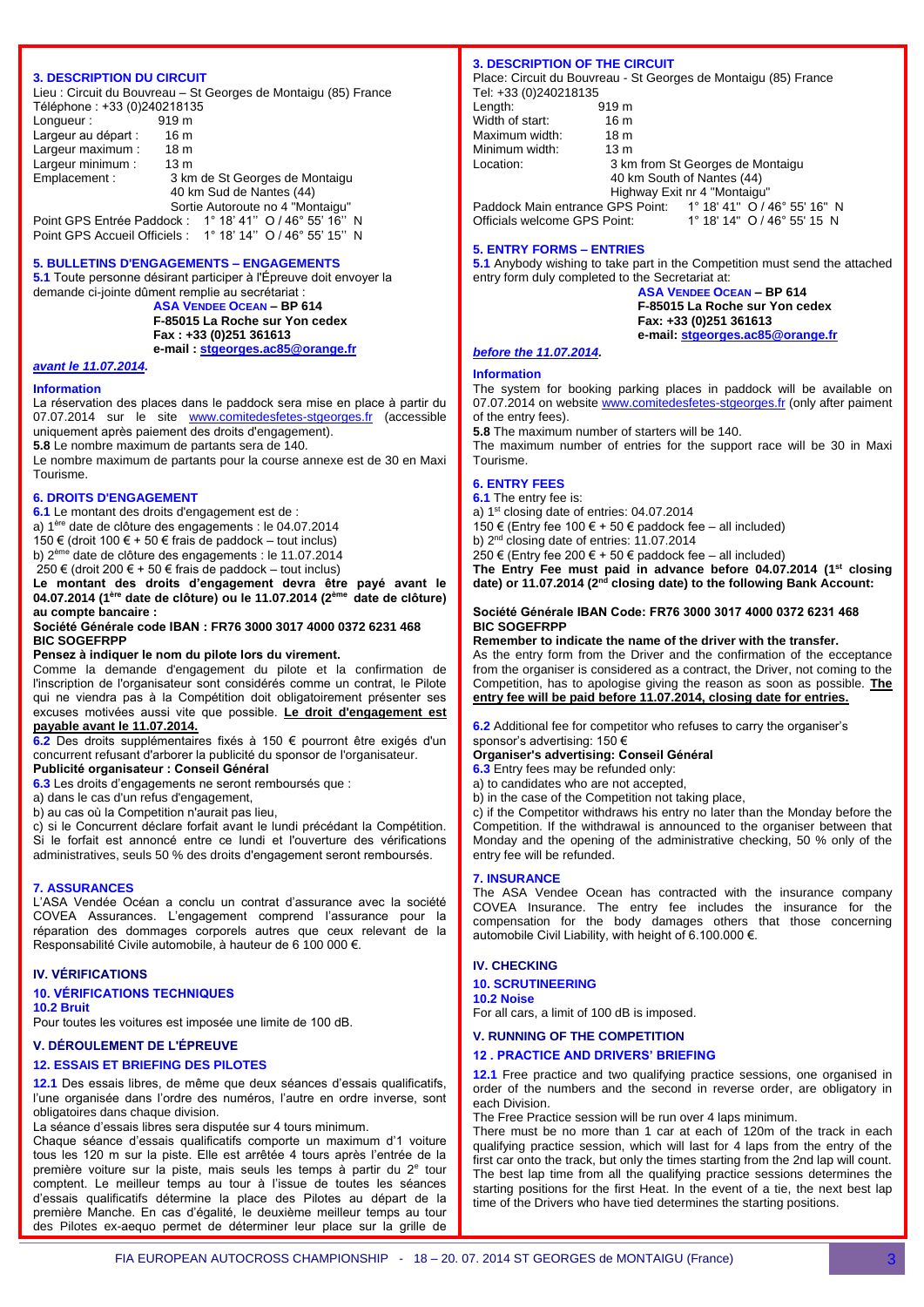### 3. DESCRIPTION DU CIRCUIT

Lieu : Circuit du Bouvreau – St Georges de Montaigu (85) France
Téléphone : +33 (0)240218135

Longueur : 919 m
Largeur au départ : 16 m
Largeur maximum : 18 m
Largeur minimum : 13 m
Emplacement : 3 km de St Georges de Montaigu
40 km Sud de Nantes (44)
Sortie Autoroute no 4 "Montaigu"

Point GPS Entrée Paddock : 1° 18' 41'' O / 46° 55' 16'' N
Point GPS Accueil Officiels : 1° 18' 14'' O / 46° 55' 15'' N

### 5. BULLETINS D'ENGAGEMENTS – ENGAGEMENTS

**5.1** Toute personne désirant participer à l'Épreuve doit envoyer la demande ci-jointe dûment remplie au secrétariat :

**ASA VENDEE OCEAN – BP 614**
**F-85015 La Roche sur Yon cedex**
**Fax : +33 (0)251 361613**
**e-mail : stgeorges.ac85@orange.fr**

***avant le 11.07.2014.***

**Information**

La réservation des places dans le paddock sera mise en place à partir du 07.07.2014 sur le site www.comitedesfetes-stgeorges.fr (accessible uniquement après paiement des droits d'engagement).

**5.8** Le nombre maximum de partants sera de 140.

Le nombre maximum de partants pour la course annexe est de 30 en Maxi Tourisme.

### 6. DROITS D'ENGAGEMENT

**6.1** Le montant des droits d'engagement est de :

a) 1ère date de clôture des engagements : le 04.07.2014
150 € (droit 100 € + 50 € frais de paddock – tout inclus)
b) 2ème date de clôture des engagements : le 11.07.2014
250 € (droit 200 € + 50 € frais de paddock – tout inclus)

**Le montant des droits d'engagement devra être payé avant le 04.07.2014 (1ère date de clôture) ou le 11.07.2014 (2ème date de clôture) au compte bancaire :**

**Société Générale code IBAN : FR76 3000 3017 4000 0372 6231 468 BIC SOGEFRPP**

**Pensez à indiquer le nom du pilote lors du virement.**

Comme la demande d'engagement du pilote et la confirmation de l'inscription de l'organisateur sont considérés comme un contrat, le Pilote qui ne viendra pas à la Compétition doit obligatoirement présenter ses excuses motivées aussi vite que possible. **Le droit d'engagement est payable avant le 11.07.2014.**

**6.2** Des droits supplémentaires fixés à 150 € pourront être exigés d'un concurrent refusant d'arborer la publicité du sponsor de l'organisateur.

**Publicité organisateur : Conseil Général**

**6.3** Les droits d'engagements ne seront remboursés que :

a) dans le cas d'un refus d'engagement,
b) au cas où la Competition n'aurait pas lieu,
c) si le Concurrent déclare forfait avant le lundi précédant la Compétition. Si le forfait est annoncé entre ce lundi et l'ouverture des vérifications administratives, seuls 50 % des droits d'engagement seront remboursés.

### 7. ASSURANCES

L'ASA Vendée Océan a conclu un contrat d'assurance avec la société COVEA Assurances. L'engagement comprend l'assurance pour la réparation des dommages corporels autres que ceux relevant de la Responsabilité Civile automobile, à hauteur de 6 100 000 €.

## IV. VÉRIFICATIONS

### 10. VÉRIFICATIONS TECHNIQUES

**10.2 Bruit**

Pour toutes les voitures est imposée une limite de 100 dB.

## V. DÉROULEMENT DE L'ÉPREUVE

### 12. ESSAIS ET BRIEFING DES PILOTES

**12.1** Des essais libres, de même que deux séances d'essais qualificatifs, l'une organisée dans l'ordre des numéros, l'autre en ordre inverse, sont obligatoires dans chaque division.

La séance d'essais libres sera disputée sur 4 tours minimum.

Chaque séance d'essais qualificatifs comporte un maximum d'1 voiture tous les 120 m sur la piste. Elle est arrêtée 4 tours après l'entrée de la première voiture sur la piste, mais seuls les temps à partir du 2e tour comptent. Le meilleur temps au tour à l'issue de toutes les séances d'essais qualificatifs détermine la place des Pilotes au départ de la première Manche. En cas d'égalité, le deuxième meilleur temps au tour des Pilotes ex-aequo permet de déterminer leur place sur la grille de

### 3. DESCRIPTION OF THE CIRCUIT

Place: Circuit du Bouvreau - St Georges de Montaigu (85) France
Tel: +33 (0)240218135

Length: 919 m
Width of start: 16 m
Maximum width: 18 m
Minimum width: 13 m
Location: 3 km from St Georges de Montaigu
40 km South of Nantes (44)
Highway Exit nr 4 "Montaigu"

Paddock Main entrance GPS Point: 1° 18' 41'' O / 46° 55' 16'' N
Officials welcome GPS Point: 1° 18' 14'' O / 46° 55' 15 N

### 5. ENTRY FORMS – ENTRIES

**5.1** Anybody wishing to take part in the Competition must send the attached entry form duly completed to the Secretariat at:

**ASA VENDEE OCEAN – BP 614**
**F-85015 La Roche sur Yon cedex**
**Fax: +33 (0)251 361613**
**e-mail: stgeorges.ac85@orange.fr**

***before the 11.07.2014.***

**Information**

The system for booking parking places in paddock will be available on 07.07.2014 on website www.comitedesfetes-stgeorges.fr (only after paiment of the entry fees).

**5.8** The maximum number of starters will be 140.

The maximum number of entries for the support race will be 30 in Maxi Tourisme.

### 6. ENTRY FEES

**6.1** The entry fee is:

a) 1st closing date of entries: 04.07.2014
150 € (Entry fee 100 € + 50 € paddock fee – all included)
b) 2nd closing date of entries: 11.07.2014
250 € (Entry fee 200 € + 50 € paddock fee – all included)

**The Entry Fee must paid in advance before 04.07.2014 (1st closing date) or 11.07.2014 (2nd closing date) to the following Bank Account:**

**Société Générale IBAN Code: FR76 3000 3017 4000 0372 6231 468 BIC SOGEFRPP**

**Remember to indicate the name of the driver with the transfer.**

As the entry form from the Driver and the confirmation of the acceptance from the organiser is considered as a contract, the Driver, not coming to the Competition, has to apologise giving the reason as soon as possible. **The entry fee will be paid before 11.07.2014, closing date for entries.**

**6.2** Additional fee for competitor who refuses to carry the organiser's sponsor's advertising: 150 €

**Organiser's advertising: Conseil Général**

**6.3** Entry fees may be refunded only:

a) to candidates who are not accepted,
b) in the case of the Competition not taking place,
c) if the Competitor withdraws his entry no later than the Monday before the Competition. If the withdrawal is announced to the organiser between that Monday and the opening of the administrative checking, 50 % only of the entry fee will be refunded.

### 7. INSURANCE

The ASA Vendee Ocean has contracted with the insurance company COVEA Insurance. The entry fee includes the insurance for the compensation for the body damages others that those concerning automobile Civil Liability, with height of 6.100.000 €.

## IV. CHECKING

### 10. SCRUTINEERING

**10.2 Noise**

For all cars, a limit of 100 dB is imposed.

## V. RUNNING OF THE COMPETITION

### 12 . PRACTICE AND DRIVERS' BRIEFING

**12.1** Free practice and two qualifying practice sessions, one organised in order of the numbers and the second in reverse order, are obligatory in each Division.

The Free Practice session will be run over 4 laps minimum.

There must be no more than 1 car at each of 120m of the track in each qualifying practice session, which will last for 4 laps from the entry of the first car onto the track, but only the times starting from the 2nd lap will count. The best lap time from all the qualifying practice sessions determines the starting positions for the first Heat. In the event of a tie, the next best lap time of the Drivers who have tied determines the starting positions.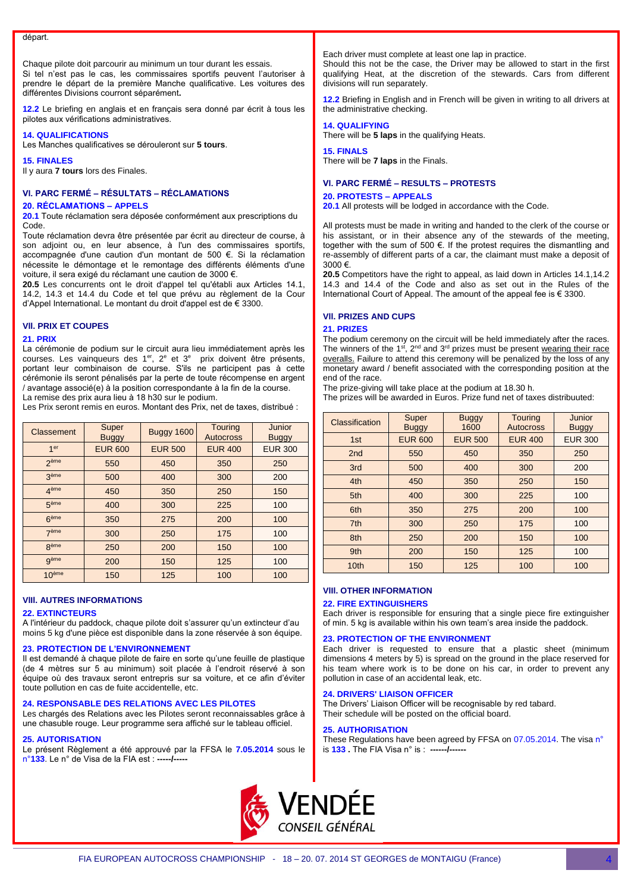départ.

Chaque pilote doit parcourir au minimum un tour durant les essais.
Si tel n'est pas le cas, les commissaires sportifs peuvent l'autoriser à prendre le départ de la première Manche qualificative. Les voitures des différentes Divisions courront séparément.

**12.2** Le briefing en anglais et en français sera donné par écrit à tous les pilotes aux vérifications administratives.

### 14. QUALIFICATIONS

Les Manches qualificatives se dérouleront sur **5 tours**.

### 15. FINALES

Il y aura **7 tours** lors des Finales.

## VI. PARC FERMÉ – RÉSULTATS – RÉCLAMATIONS

### 20. RÉCLAMATIONS – APPELS

**20.1** Toute réclamation sera déposée conformément aux prescriptions du Code.

Toute réclamation devra être présentée par écrit au directeur de course, à son adjoint ou, en leur absence, à l'un des commissaires sportifs, accompagnée d'une caution d'un montant de 500 €. Si la réclamation nécessite le démontage et le remontage des différents éléments d'une voiture, il sera exigé du réclamant une caution de 3000 €.

**20.5** Les concurrents ont le droit d'appel tel qu'établi aux Articles 14.1, 14.2, 14.3 et 14.4 du Code et tel que prévu au règlement de la Cour d'Appel International. Le montant du droit d'appel est de € 3300.

## VII. PRIX ET COUPES

### 21. PRIX

La cérémonie de podium sur le circuit aura lieu immédiatement après les courses. Les vainqueurs des 1er, 2e et 3e prix doivent être présents, portant leur combinaison de course. S'ils ne participent pas à cette cérémonie ils seront pénalisés par la perte de toute récompense en argent / avantage associé(e) à la position correspondante à la fin de la course.
La remise des prix aura lieu à 18 h30 sur le podium.
Les Prix seront remis en euros. Montant des Prix, net de taxes, distribué :

| Classement | Super Buggy | Buggy 1600 | Touring Autocross | Junior Buggy |
|---|---|---|---|---|
| 1er | EUR 600 | EUR 500 | EUR 400 | EUR 300 |
| 2ème | 550 | 450 | 350 | 250 |
| 3ème | 500 | 400 | 300 | 200 |
| 4ème | 450 | 350 | 250 | 150 |
| 5ème | 400 | 300 | 225 | 100 |
| 6ème | 350 | 275 | 200 | 100 |
| 7ème | 300 | 250 | 175 | 100 |
| 8ème | 250 | 200 | 150 | 100 |
| 9ème | 200 | 150 | 125 | 100 |
| 10ème | 150 | 125 | 100 | 100 |

## VIII. AUTRES INFORMATIONS

### 22. EXTINCTEURS

A l'intérieur du paddock, chaque pilote doit s'assurer qu'un extincteur d'au moins 5 kg d'une pièce est disponible dans la zone réservée à son équipe.

### 23. PROTECTION DE L'ENVIRONNEMENT

Il est demandé à chaque pilote de faire en sorte qu'une feuille de plastique (de 4 mètres sur 5 au minimum) soit placée à l'endroit réservé à son équipe où des travaux seront entrepris sur sa voiture, et ce afin d'éviter toute pollution en cas de fuite accidentelle, etc.

### 24. RESPONSABLE DES RELATIONS AVEC LES PILOTES

Les chargés des Relations avec les Pilotes seront reconnaissables grâce à une chasuble rouge. Leur programme sera affiché sur le tableau officiel.

### 25. AUTORISATION

Le présent Règlement a été approuvé par la FFSA le **7.05.2014** sous le n°**133**. Le n° de Visa de la FIA est : **-----/-----**

---

Each driver must complete at least one lap in practice.
Should this not be the case, the Driver may be allowed to start in the first qualifying Heat, at the discretion of the stewards. Cars from different divisions will run separately.

**12.2** Briefing in English and in French will be given in writing to all drivers at the administrative checking.

### 14. QUALIFYING

There will be **5 laps** in the qualifying Heats.

### 15. FINALS

There will be **7 laps** in the Finals.

## VI. PARC FERMÉ – RESULTS – PROTESTS

### 20. PROTESTS – APPEALS

**20.1** All protests will be lodged in accordance with the Code.

All protests must be made in writing and handed to the clerk of the course or his assistant, or in their absence any of the stewards of the meeting, together with the sum of 500 €. If the protest requires the dismantling and re-assembly of different parts of a car, the claimant must make a deposit of 3000 €.

**20.5** Competitors have the right to appeal, as laid down in Articles 14.1,14.2 14.3 and 14.4 of the Code and also as set out in the Rules of the International Court of Appeal. The amount of the appeal fee is € 3300.

## VII. PRIZES AND CUPS

### 21. PRIZES

The podium ceremony on the circuit will be held immediately after the races. The winners of the 1st, 2nd and 3rd prizes must be present wearing their race overalls. Failure to attend this ceremony will be penalized by the loss of any monetary award / benefit associated with the corresponding position at the end of the race.
The prize-giving will take place at the podium at 18.30 h.
The prizes will be awarded in Euros. Prize fund net of taxes distribuuted:

| Classification | Super Buggy | Buggy 1600 | Touring Autocross | Junior Buggy |
|---|---|---|---|---|
| 1st | EUR 600 | EUR 500 | EUR 400 | EUR 300 |
| 2nd | 550 | 450 | 350 | 250 |
| 3rd | 500 | 400 | 300 | 200 |
| 4th | 450 | 350 | 250 | 150 |
| 5th | 400 | 300 | 225 | 100 |
| 6th | 350 | 275 | 200 | 100 |
| 7th | 300 | 250 | 175 | 100 |
| 8th | 250 | 200 | 150 | 100 |
| 9th | 200 | 150 | 125 | 100 |
| 10th | 150 | 125 | 100 | 100 |

## VIII. OTHER INFORMATION

### 22. FIRE EXTINGUISHERS

Each driver is responsible for ensuring that a single piece fire extinguisher of min. 5 kg is available within his own team's area inside the paddock.

### 23. PROTECTION OF THE ENVIRONMENT

Each driver is requested to ensure that a plastic sheet (minimum dimensions 4 meters by 5) is spread on the ground in the place reserved for his team where work is to be done on his car, in order to prevent any pollution in case of an accidental leak, etc.

### 24. DRIVERS' LIAISON OFFICER

The Drivers' Liaison Officer will be recognisable by red tabard.
Their schedule will be posted on the official board.

### 25. AUTHORISATION

These Regulations have been agreed by FFSA on 07.05.2014. The visa n° is **133** . The FIA Visa n° is : **------/------**

VENDÉE
CONSEIL GÉNÉRAL